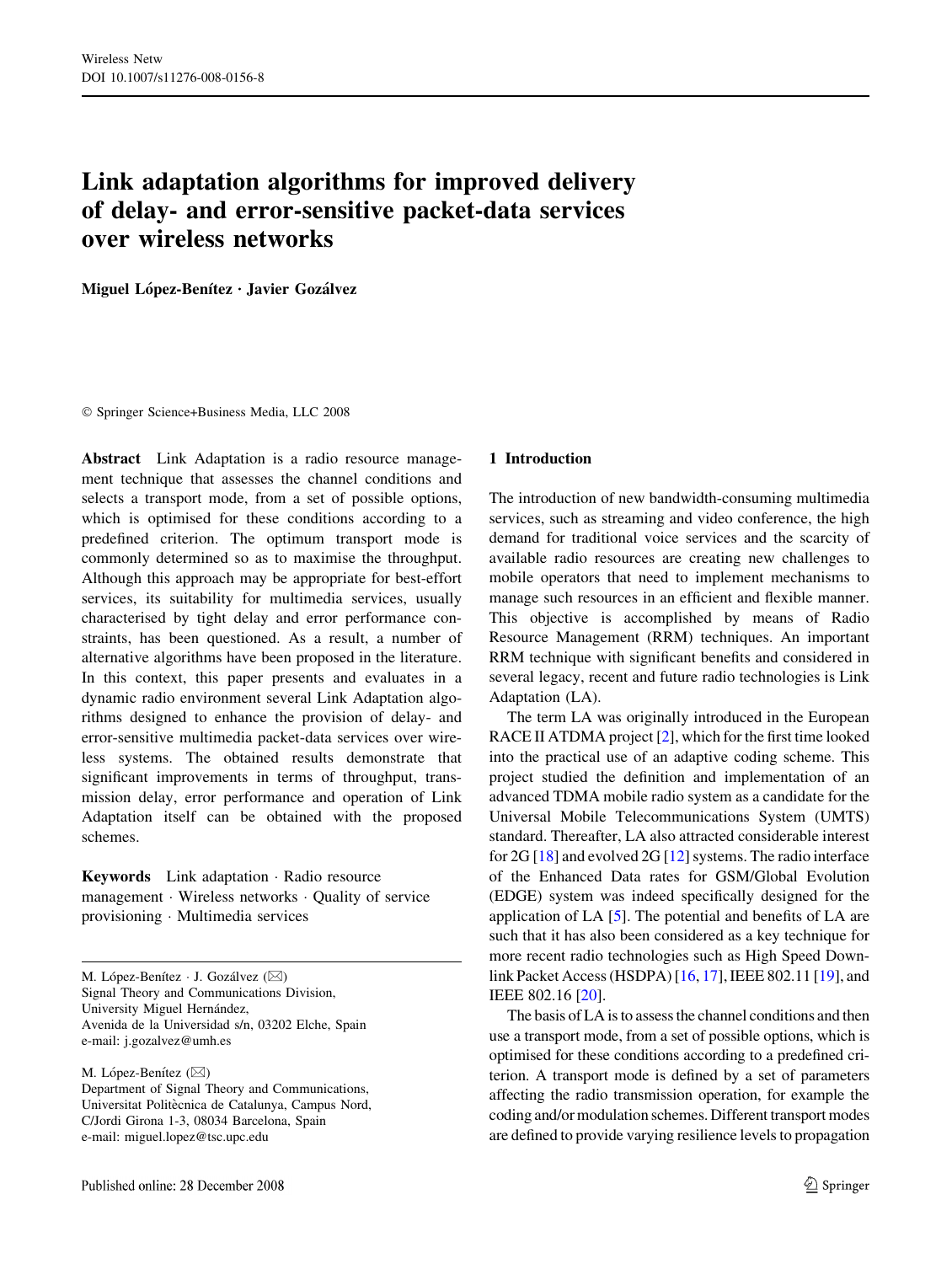# Link adaptation algorithms for improved delivery of delay- and error-sensitive packet-data services over wireless networks

**Miguel López-Benítez · Javier Gozálvez**

© Springer Science+Business Media, LLC 2008

**Abstract** Link Adaptation is a radio resource management technique that assesses the channel conditions and selects a transport mode, from a set of possible options, which is optimised for these conditions according to a predefined criterion. The optimum transport mode is commonly determined so as to maximise the throughput. Although this approach may be appropriate for best-effort services, its suitability for multimedia services, usually characterised by tight delay and error performance constraints, has been questioned. As a result, a number of alternative algorithms have been proposed in the literature. In this context, this paper presents and evaluates in a dynamic radio environment several Link Adaptation algorithms designed to enhance the provision of delay- and error-sensitive multimedia packet-data services over wireless systems. The obtained results demonstrate that significant improvements in terms of throughput, transmission delay, error performance and operation of Link Adaptation itself can be obtained with the proposed schemes.

**Keywords** Link adaptation · Radio resource management · Wireless networks · Quality of service provisioning · Multimedia services

M. López-Benítez · J. Gozálvez (✉)
Signal Theory and Communications Division,
University Miguel Hernández,
Avenida de la Universidad s/n, 03202 Elche, Spain
e-mail: j.gozalvez@umh.es

M. López-Benítez (✉)
Department of Signal Theory and Communications,
Universitat Politècnica de Catalunya, Campus Nord,
C/Jordi Girona 1-3, 08034 Barcelona, Spain
e-mail: miguel.lopez@tsc.upc.edu

## 1 Introduction

The introduction of new bandwidth-consuming multimedia services, such as streaming and video conference, the high demand for traditional voice services and the scarcity of available radio resources are creating new challenges to mobile operators that need to implement mechanisms to manage such resources in an efficient and flexible manner. This objective is accomplished by means of Radio Resource Management (RRM) techniques. An important RRM technique with significant benefits and considered in several legacy, recent and future radio technologies is Link Adaptation (LA).

The term LA was originally introduced in the European RACE II ATDMA project [2], which for the first time looked into the practical use of an adaptive coding scheme. This project studied the definition and implementation of an advanced TDMA mobile radio system as a candidate for the Universal Mobile Telecommunications System (UMTS) standard. Thereafter, LA also attracted considerable interest for 2G [18] and evolved 2G [12] systems. The radio interface of the Enhanced Data rates for GSM/Global Evolution (EDGE) system was indeed specifically designed for the application of LA [5]. The potential and benefits of LA are such that it has also been considered as a key technique for more recent radio technologies such as High Speed Downlink Packet Access (HSDPA) [16, 17], IEEE 802.11 [19], and IEEE 802.16 [20].

The basis of LA is to assess the channel conditions and then use a transport mode, from a set of possible options, which is optimised for these conditions according to a predefined criterion. A transport mode is defined by a set of parameters affecting the radio transmission operation, for example the coding and/or modulation schemes. Different transport modes are defined to provide varying resilience levels to propagation

Published online: 28 December 2008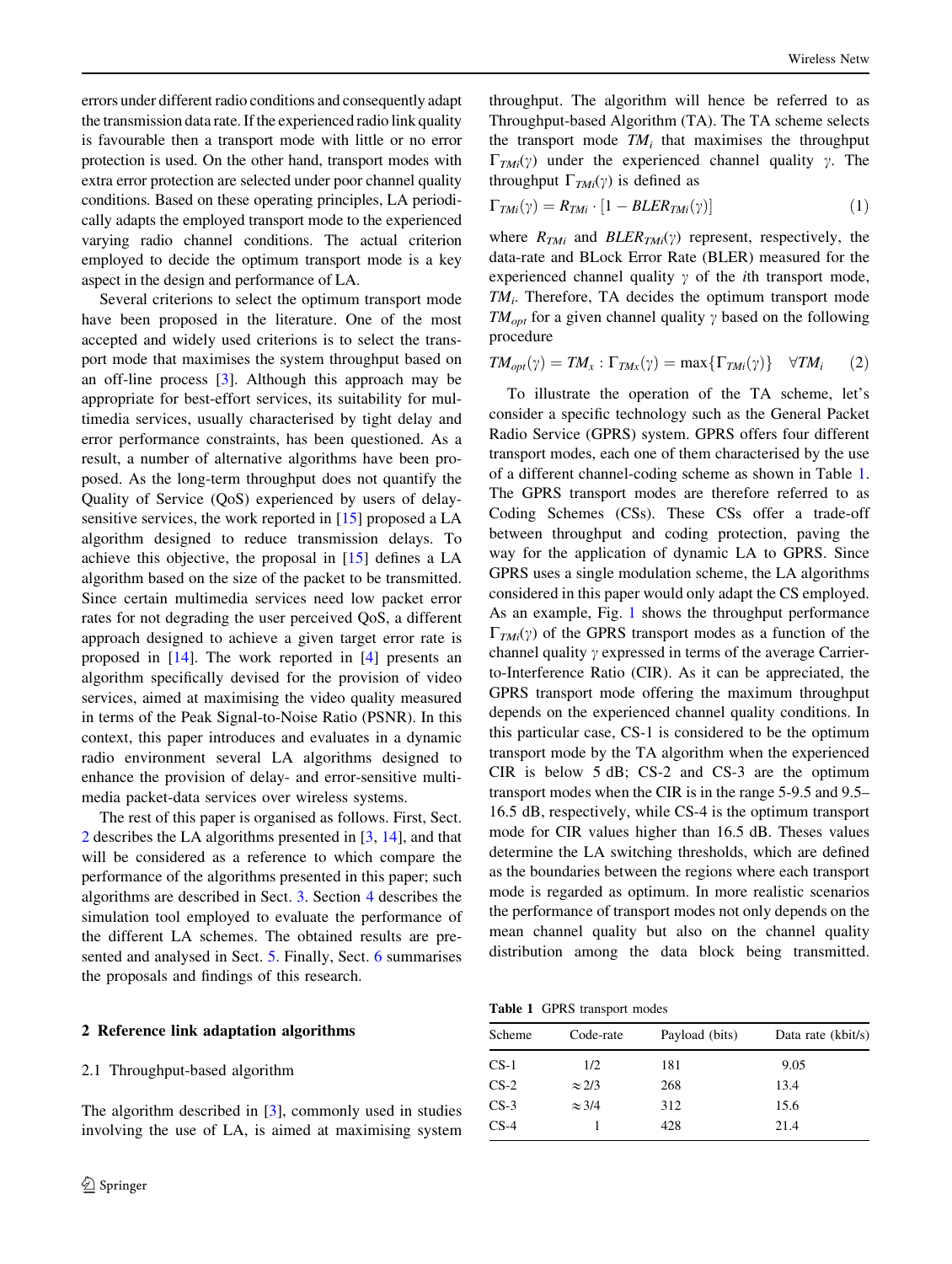errors under different radio conditions and consequently adapt the transmission data rate. If the experienced radio link quality is favourable then a transport mode with little or no error protection is used. On the other hand, transport modes with extra error protection are selected under poor channel quality conditions. Based on these operating principles, LA periodically adapts the employed transport mode to the experienced varying radio channel conditions. The actual criterion employed to decide the optimum transport mode is a key aspect in the design and performance of LA.

Several criterions to select the optimum transport mode have been proposed in the literature. One of the most accepted and widely used criterions is to select the transport mode that maximises the system throughput based on an off-line process [3]. Although this approach may be appropriate for best-effort services, its suitability for multimedia services, usually characterised by tight delay and error performance constraints, has been questioned. As a result, a number of alternative algorithms have been proposed. As the long-term throughput does not quantify the Quality of Service (QoS) experienced by users of delay-sensitive services, the work reported in [15] proposed a LA algorithm designed to reduce transmission delays. To achieve this objective, the proposal in [15] defines a LA algorithm based on the size of the packet to be transmitted. Since certain multimedia services need low packet error rates for not degrading the user perceived QoS, a different approach designed to achieve a given target error rate is proposed in [14]. The work reported in [4] presents an algorithm specifically devised for the provision of video services, aimed at maximising the video quality measured in terms of the Peak Signal-to-Noise Ratio (PSNR). In this context, this paper introduces and evaluates in a dynamic radio environment several LA algorithms designed to enhance the provision of delay- and error-sensitive multimedia packet-data services over wireless systems.

The rest of this paper is organised as follows. First, Sect. 2 describes the LA algorithms presented in [3, 14], and that will be considered as a reference to which compare the performance of the algorithms presented in this paper; such algorithms are described in Sect. 3. Section 4 describes the simulation tool employed to evaluate the performance of the different LA schemes. The obtained results are presented and analysed in Sect. 5. Finally, Sect. 6 summarises the proposals and findings of this research.

## 2 Reference link adaptation algorithms

### 2.1 Throughput-based algorithm

The algorithm described in [3], commonly used in studies involving the use of LA, is aimed at maximising system throughput. The algorithm will hence be referred to as Throughput-based Algorithm (TA). The TA scheme selects the transport mode $TM_i$ that maximises the throughput $\Gamma_{TMi}(\gamma)$ under the experienced channel quality $\gamma$. The throughput $\Gamma_{TMi}(\gamma)$ is defined as

$$\Gamma_{TMi}(\gamma) = R_{TMi} \cdot [1 - BLER_{TMi}(\gamma)] \quad (1)$$

where $R_{TMi}$ and $BLER_{TMi}(\gamma)$ represent, respectively, the data-rate and BLock Error Rate (BLER) measured for the experienced channel quality $\gamma$ of the $i$th transport mode, $TM_i$. Therefore, TA decides the optimum transport mode $TM_{opt}$ for a given channel quality $\gamma$ based on the following procedure

$$TM_{opt}(\gamma) = TM_x : \Gamma_{TMx}(\gamma) = \max\{\Gamma_{TMi}(\gamma)\} \quad \forall TM_i \quad (2)$$

To illustrate the operation of the TA scheme, let's consider a specific technology such as the General Packet Radio Service (GPRS) system. GPRS offers four different transport modes, each one of them characterised by the use of a different channel-coding scheme as shown in Table 1. The GPRS transport modes are therefore referred to as Coding Schemes (CSs). These CSs offer a trade-off between throughput and coding protection, paving the way for the application of dynamic LA to GPRS. Since GPRS uses a single modulation scheme, the LA algorithms considered in this paper would only adapt the CS employed. As an example, Fig. 1 shows the throughput performance $\Gamma_{TMi}(\gamma)$ of the GPRS transport modes as a function of the channel quality $\gamma$ expressed in terms of the average Carrier-to-Interference Ratio (CIR). As it can be appreciated, the GPRS transport mode offering the maximum throughput depends on the experienced channel quality conditions. In this particular case, CS-1 is considered to be the optimum transport mode by the TA algorithm when the experienced CIR is below 5 dB; CS-2 and CS-3 are the optimum transport modes when the CIR is in the range 5-9.5 and 9.5–16.5 dB, respectively, while CS-4 is the optimum transport mode for CIR values higher than 16.5 dB. Theses values determine the LA switching thresholds, which are defined as the boundaries between the regions where each transport mode is regarded as optimum. In more realistic scenarios the performance of transport modes not only depends on the mean channel quality but also on the channel quality distribution among the data block being transmitted.

**Table 1** GPRS transport modes

| Scheme | Code-rate | Payload (bits) | Data rate (kbit/s) |
|---|---|---|---|
| CS-1 | 1/2 | 181 | 9.05 |
| CS-2 | ≈2/3 | 268 | 13.4 |
| CS-3 | ≈3/4 | 312 | 15.6 |
| CS-4 | 1 | 428 | 21.4 |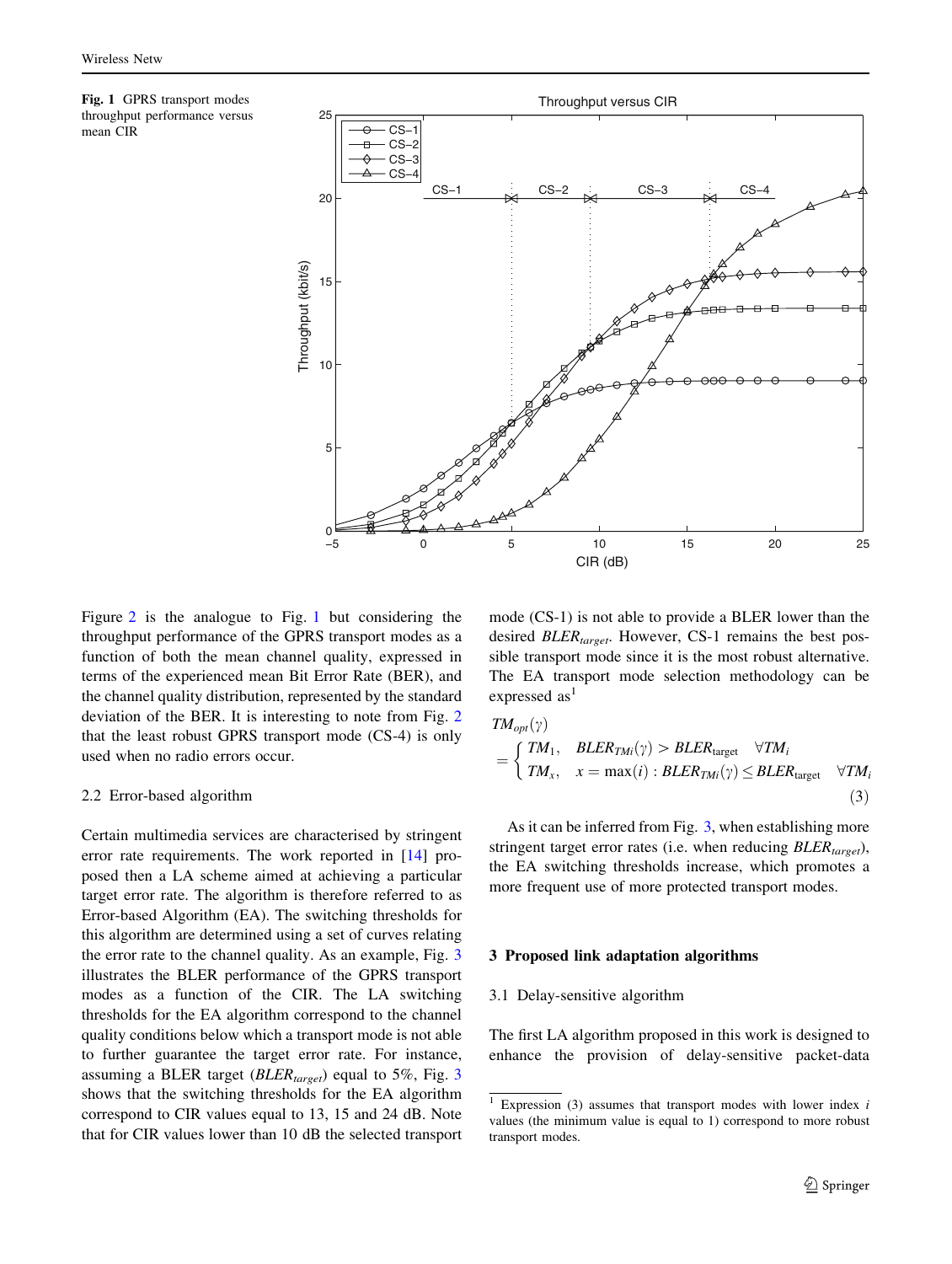**Fig. 1** GPRS transport modes throughput performance versus mean CIR

Figure 2 is the analogue to Fig. 1 but considering the throughput performance of the GPRS transport modes as a function of both the mean channel quality, expressed in terms of the experienced mean Bit Error Rate (BER), and the channel quality distribution, represented by the standard deviation of the BER. It is interesting to note from Fig. 2 that the least robust GPRS transport mode (CS-4) is only used when no radio errors occur.

### 2.2 Error-based algorithm

Certain multimedia services are characterised by stringent error rate requirements. The work reported in [14] proposed then a LA scheme aimed at achieving a particular target error rate. The algorithm is therefore referred to as Error-based Algorithm (EA). The switching thresholds for this algorithm are determined using a set of curves relating the error rate to the channel quality. As an example, Fig. 3 illustrates the BLER performance of the GPRS transport modes as a function of the CIR. The LA switching thresholds for the EA algorithm correspond to the channel quality conditions below which a transport mode is not able to further guarantee the target error rate. For instance, assuming a BLER target ($BLER_{target}$) equal to 5%, Fig. 3 shows that the switching thresholds for the EA algorithm correspond to CIR values equal to 13, 15 and 24 dB. Note that for CIR values lower than 10 dB the selected transport mode (CS-1) is not able to provide a BLER lower than the desired $BLER_{target}$. However, CS-1 remains the best possible transport mode since it is the most robust alternative. The EA transport mode selection methodology can be expressed as[1]

$$TM_{opt}(\gamma) = \begin{cases} TM_1, & BLER_{TMi}(\gamma) > BLER_{\text{target}} \quad \forall TM_i \\ TM_x, & x = \max(i) : BLER_{TMi}(\gamma) \leq BLER_{\text{target}} \quad \forall TM_i \end{cases} \quad (3)$$

As it can be inferred from Fig. 3, when establishing more stringent target error rates (i.e. when reducing $BLER_{target}$), the EA switching thresholds increase, which promotes a more frequent use of more protected transport modes.

## 3 Proposed link adaptation algorithms

### 3.1 Delay-sensitive algorithm

The first LA algorithm proposed in this work is designed to enhance the provision of delay-sensitive packet-data

[1] Expression (3) assumes that transport modes with lower index $i$ values (the minimum value is equal to 1) correspond to more robust transport modes.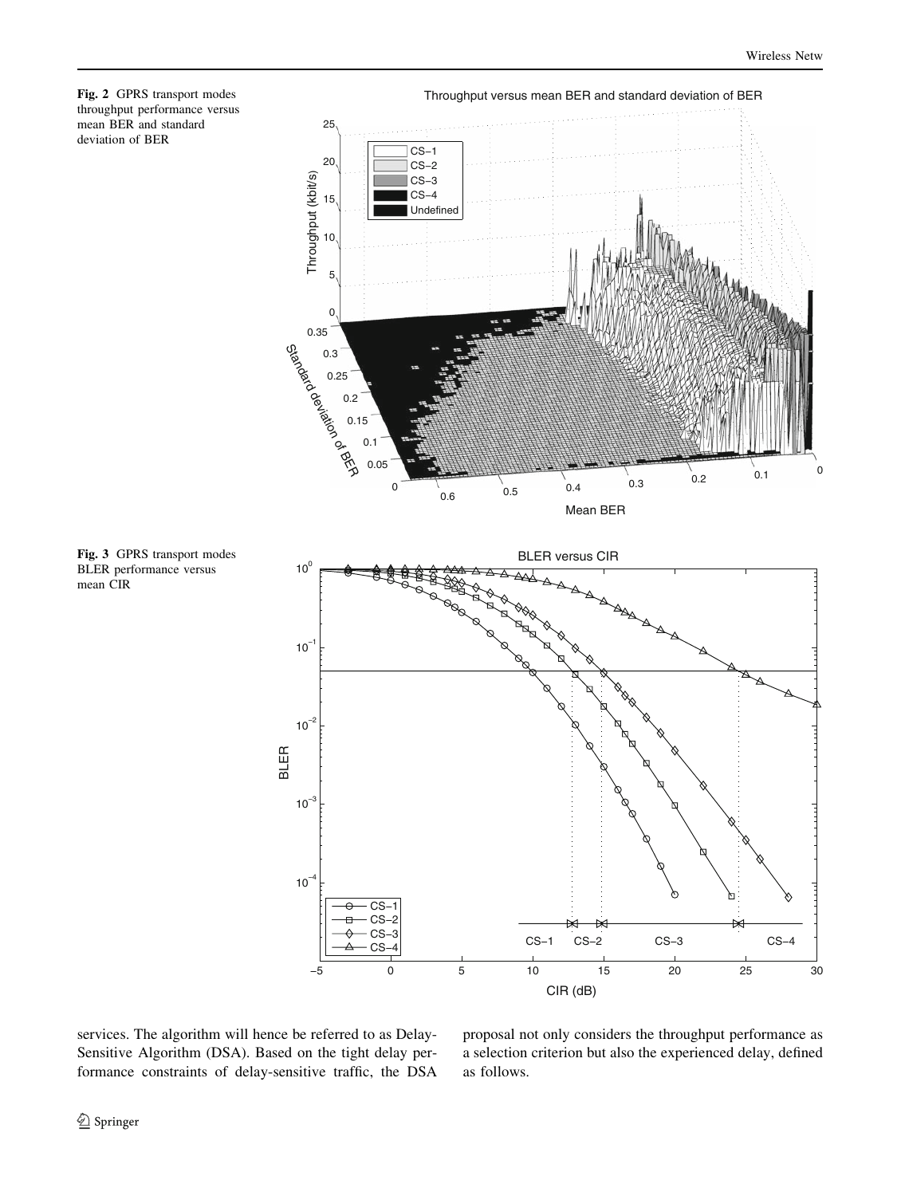Fig. 2 GPRS transport modes throughput performance versus mean BER and standard deviation of BER

Fig. 3 GPRS transport modes BLER performance versus mean CIR

services. The algorithm will hence be referred to as Delay-Sensitive Algorithm (DSA). Based on the tight delay performance constraints of delay-sensitive traffic, the DSA proposal not only considers the throughput performance as a selection criterion but also the experienced delay, defined as follows.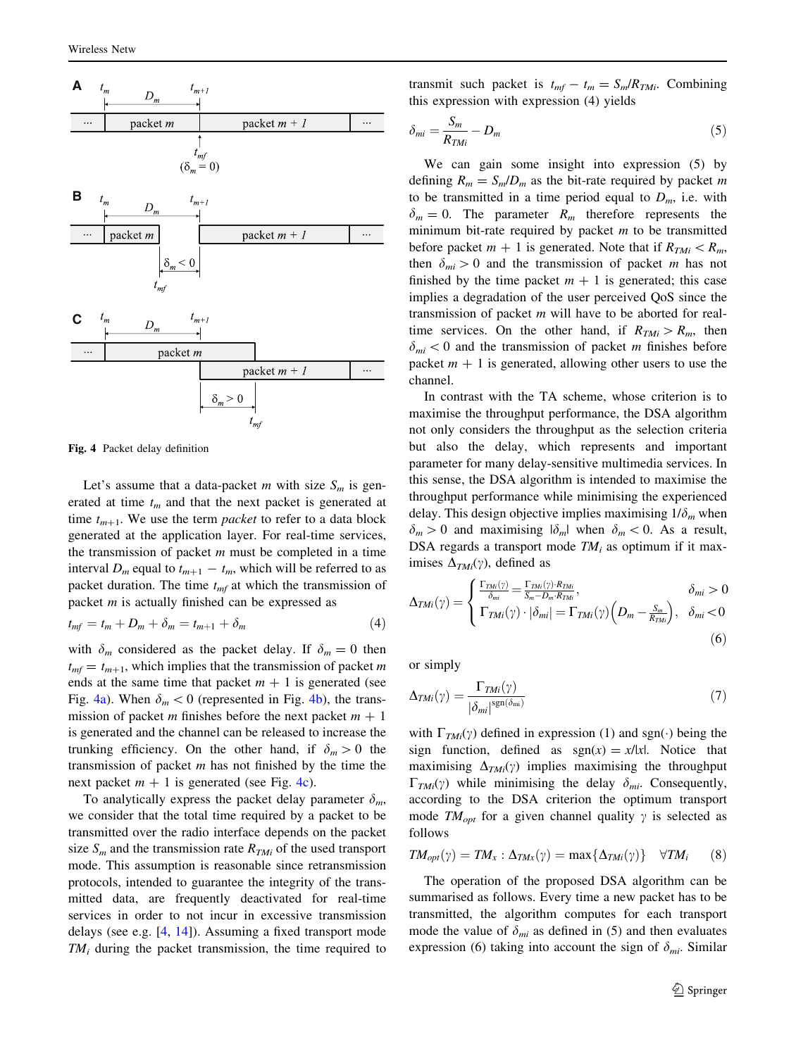Fig. 4 Packet delay definition

Let's assume that a data-packet $m$ with size $S_m$ is generated at time $t_m$ and that the next packet is generated at time $t_{m+1}$. We use the term *packet* to refer to a data block generated at the application layer. For real-time services, the transmission of packet $m$ must be completed in a time interval $D_m$ equal to $t_{m+1} - t_m$, which will be referred to as packet duration. The time $t_{mf}$ at which the transmission of packet $m$ is actually finished can be expressed as

$$t_{mf} = t_m + D_m + \delta_m = t_{m+1} + \delta_m \tag{4}$$

with $\delta_m$ considered as the packet delay. If $\delta_m = 0$ then $t_{mf} = t_{m+1}$, which implies that the transmission of packet $m$ ends at the same time that packet $m + 1$ is generated (see Fig. 4a). When $\delta_m < 0$ (represented in Fig. 4b), the transmission of packet $m$ finishes before the next packet $m + 1$ is generated and the channel can be released to increase the trunking efficiency. On the other hand, if $\delta_m > 0$ the transmission of packet $m$ has not finished by the time the next packet $m + 1$ is generated (see Fig. 4c).

To analytically express the packet delay parameter $\delta_m$, we consider that the total time required by a packet to be transmitted over the radio interface depends on the packet size $S_m$ and the transmission rate $R_{TMi}$ of the used transport mode. This assumption is reasonable since retransmission protocols, intended to guarantee the integrity of the transmitted data, are frequently deactivated for real-time services in order to not incur in excessive transmission delays (see e.g. [4, 14]). Assuming a fixed transport mode $TM_i$ during the packet transmission, the time required to transmit such packet is $t_{mf} - t_m = S_m/R_{TMi}$. Combining this expression with expression (4) yields

$$\delta_{mi} = \frac{S_m}{R_{TMi}} - D_m \tag{5}$$

We can gain some insight into expression (5) by defining $R_m = S_m/D_m$ as the bit-rate required by packet $m$ to be transmitted in a time period equal to $D_m$, i.e. with $\delta_m = 0$. The parameter $R_m$ therefore represents the minimum bit-rate required by packet $m$ to be transmitted before packet $m + 1$ is generated. Note that if $R_{TMi} < R_m$, then $\delta_{mi} > 0$ and the transmission of packet $m$ has not finished by the time packet $m + 1$ is generated; this case implies a degradation of the user perceived QoS since the transmission of packet $m$ will have to be aborted for real-time services. On the other hand, if $R_{TMi} > R_m$, then $\delta_{mi} < 0$ and the transmission of packet $m$ finishes before packet $m + 1$ is generated, allowing other users to use the channel.

In contrast with the TA scheme, whose criterion is to maximise the throughput performance, the DSA algorithm not only considers the throughput as the selection criteria but also the delay, which represents and important parameter for many delay-sensitive multimedia services. In this sense, the DSA algorithm is intended to maximise the throughput performance while minimising the experienced delay. This design objective implies maximising $1/\delta_m$ when $\delta_m > 0$ and maximising $|\delta_m|$ when $\delta_m < 0$. As a result, DSA regards a transport mode $TM_i$ as optimum if it maximises $\Delta_{TMi}(\gamma)$, defined as

$$\Delta_{TMi}(\gamma) = \begin{cases} \frac{\Gamma_{TMi}(\gamma)}{\delta_{mi}} = \frac{\Gamma_{TMi}(\gamma)\cdot R_{TMi}}{S_m - D_m \cdot R_{TMi}}, & \delta_{mi} > 0 \\ \Gamma_{TMi}(\gamma)\cdot|\delta_{mi}| = \Gamma_{TMi}(\gamma)\left(D_m - \frac{S_m}{R_{TMi}}\right), & \delta_{mi} < 0 \end{cases} \tag{6}$$

or simply

$$\Delta_{TMi}(\gamma) = \frac{\Gamma_{TMi}(\gamma)}{|\delta_{mi}|^{\mathrm{sgn}(\delta_{mi})}} \tag{7}$$

with $\Gamma_{TMi}(\gamma)$ defined in expression (1) and $\mathrm{sgn}(\cdot)$ being the sign function, defined as $\mathrm{sgn}(x) = x/|x|$. Notice that maximising $\Delta_{TMi}(\gamma)$ implies maximising the throughput $\Gamma_{TMi}(\gamma)$ while minimising the delay $\delta_{mi}$. Consequently, according to the DSA criterion the optimum transport mode $TM_{opt}$ for a given channel quality $\gamma$ is selected as follows

$$TM_{opt}(\gamma) = TM_x : \Delta_{TMx}(\gamma) = \max\{\Delta_{TMi}(\gamma)\} \quad \forall TM_i \tag{8}$$

The operation of the proposed DSA algorithm can be summarised as follows. Every time a new packet has to be transmitted, the algorithm computes for each transport mode the value of $\delta_{mi}$ as defined in (5) and then evaluates expression (6) taking into account the sign of $\delta_{mi}$. Similar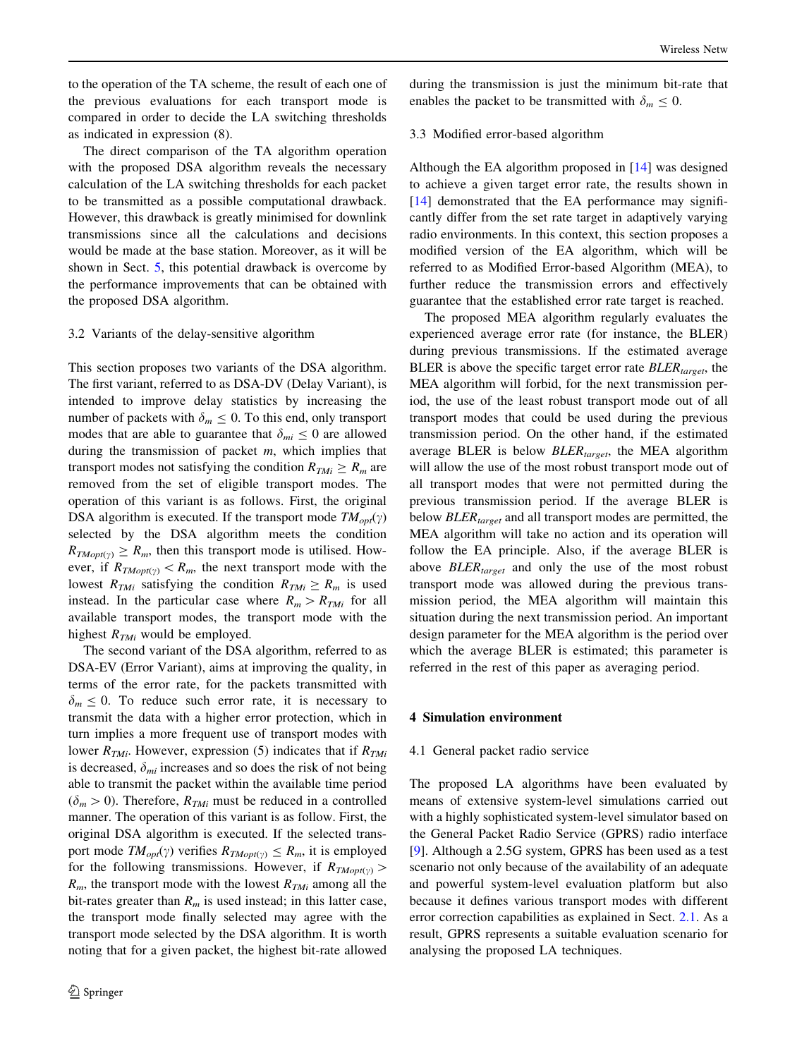to the operation of the TA scheme, the result of each one of the previous evaluations for each transport mode is compared in order to decide the LA switching thresholds as indicated in expression (8).

The direct comparison of the TA algorithm operation with the proposed DSA algorithm reveals the necessary calculation of the LA switching thresholds for each packet to be transmitted as a possible computational drawback. However, this drawback is greatly minimised for downlink transmissions since all the calculations and decisions would be made at the base station. Moreover, as it will be shown in Sect. 5, this potential drawback is overcome by the performance improvements that can be obtained with the proposed DSA algorithm.

### 3.2 Variants of the delay-sensitive algorithm

This section proposes two variants of the DSA algorithm. The first variant, referred to as DSA-DV (Delay Variant), is intended to improve delay statistics by increasing the number of packets with $\delta_m \leq 0$. To this end, only transport modes that are able to guarantee that $\delta_{mi} \leq 0$ are allowed during the transmission of packet $m$, which implies that transport modes not satisfying the condition $R_{TMi} \geq R_m$ are removed from the set of eligible transport modes. The operation of this variant is as follows. First, the original DSA algorithm is executed. If the transport mode $TM_{opt}(\gamma)$ selected by the DSA algorithm meets the condition $R_{TMopt(\gamma)} \geq R_m$, then this transport mode is utilised. However, if $R_{TMopt(\gamma)} < R_m$, the next transport mode with the lowest $R_{TMi}$ satisfying the condition $R_{TMi} \geq R_m$ is used instead. In the particular case where $R_m > R_{TMi}$ for all available transport modes, the transport mode with the highest $R_{TMi}$ would be employed.

The second variant of the DSA algorithm, referred to as DSA-EV (Error Variant), aims at improving the quality, in terms of the error rate, for the packets transmitted with $\delta_m \leq 0$. To reduce such error rate, it is necessary to transmit the data with a higher error protection, which in turn implies a more frequent use of transport modes with lower $R_{TMi}$. However, expression (5) indicates that if $R_{TMi}$ is decreased, $\delta_{mi}$ increases and so does the risk of not being able to transmit the packet within the available time period ($\delta_m > 0$). Therefore, $R_{TMi}$ must be reduced in a controlled manner. The operation of this variant is as follow. First, the original DSA algorithm is executed. If the selected transport mode $TM_{opt}(\gamma)$ verifies $R_{TMopt(\gamma)} \leq R_m$, it is employed for the following transmissions. However, if $R_{TMopt(\gamma)} > R_m$, the transport mode with the lowest $R_{TMi}$ among all the bit-rates greater than $R_m$ is used instead; in this latter case, the transport mode finally selected may agree with the transport mode selected by the DSA algorithm. It is worth noting that for a given packet, the highest bit-rate allowed during the transmission is just the minimum bit-rate that enables the packet to be transmitted with $\delta_m \leq 0$.

### 3.3 Modified error-based algorithm

Although the EA algorithm proposed in [14] was designed to achieve a given target error rate, the results shown in [14] demonstrated that the EA performance may significantly differ from the set rate target in adaptively varying radio environments. In this context, this section proposes a modified version of the EA algorithm, which will be referred to as Modified Error-based Algorithm (MEA), to further reduce the transmission errors and effectively guarantee that the established error rate target is reached.

The proposed MEA algorithm regularly evaluates the experienced average error rate (for instance, the BLER) during previous transmissions. If the estimated average BLER is above the specific target error rate $BLER_{target}$, the MEA algorithm will forbid, for the next transmission period, the use of the least robust transport mode out of all transport modes that could be used during the previous transmission period. On the other hand, if the estimated average BLER is below $BLER_{target}$, the MEA algorithm will allow the use of the most robust transport mode out of all transport modes that were not permitted during the previous transmission period. If the average BLER is below $BLER_{target}$ and all transport modes are permitted, the MEA algorithm will take no action and its operation will follow the EA principle. Also, if the average BLER is above $BLER_{target}$ and only the use of the most robust transport mode was allowed during the previous transmission period, the MEA algorithm will maintain this situation during the next transmission period. An important design parameter for the MEA algorithm is the period over which the average BLER is estimated; this parameter is referred in the rest of this paper as averaging period.

## 4 Simulation environment

### 4.1 General packet radio service

The proposed LA algorithms have been evaluated by means of extensive system-level simulations carried out with a highly sophisticated system-level simulator based on the General Packet Radio Service (GPRS) radio interface [9]. Although a 2.5G system, GPRS has been used as a test scenario not only because of the availability of an adequate and powerful system-level evaluation platform but also because it defines various transport modes with different error correction capabilities as explained in Sect. 2.1. As a result, GPRS represents a suitable evaluation scenario for analysing the proposed LA techniques.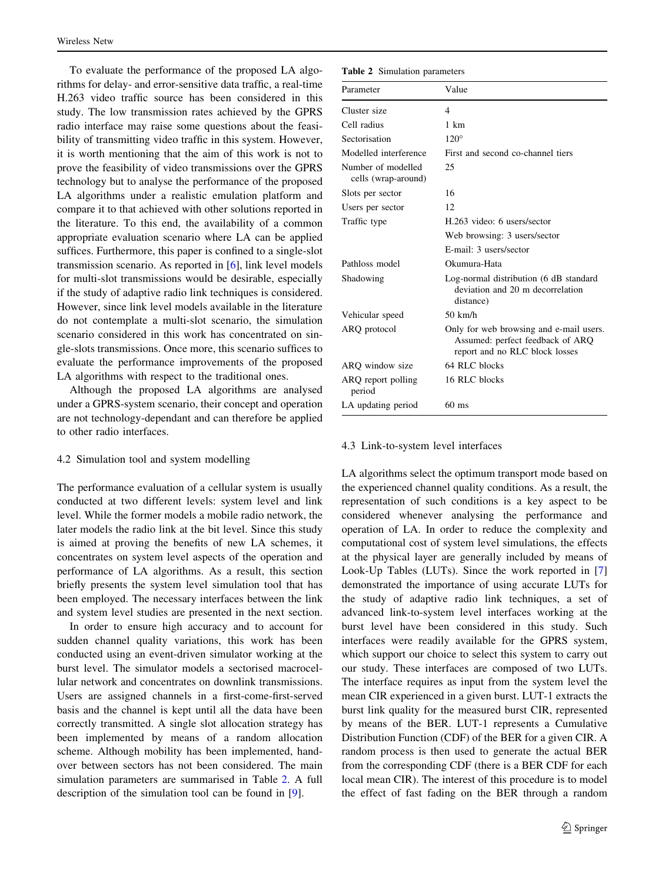To evaluate the performance of the proposed LA algorithms for delay- and error-sensitive data traffic, a real-time H.263 video traffic source has been considered in this study. The low transmission rates achieved by the GPRS radio interface may raise some questions about the feasibility of transmitting video traffic in this system. However, it is worth mentioning that the aim of this work is not to prove the feasibility of video transmissions over the GPRS technology but to analyse the performance of the proposed LA algorithms under a realistic emulation platform and compare it to that achieved with other solutions reported in the literature. To this end, the availability of a common appropriate evaluation scenario where LA can be applied suffices. Furthermore, this paper is confined to a single-slot transmission scenario. As reported in [6], link level models for multi-slot transmissions would be desirable, especially if the study of adaptive radio link techniques is considered. However, since link level models available in the literature do not contemplate a multi-slot scenario, the simulation scenario considered in this work has concentrated on single-slots transmissions. Once more, this scenario suffices to evaluate the performance improvements of the proposed LA algorithms with respect to the traditional ones.

Although the proposed LA algorithms are analysed under a GPRS-system scenario, their concept and operation are not technology-dependant and can therefore be applied to other radio interfaces.

### 4.2 Simulation tool and system modelling

The performance evaluation of a cellular system is usually conducted at two different levels: system level and link level. While the former models a mobile radio network, the later models the radio link at the bit level. Since this study is aimed at proving the benefits of new LA schemes, it concentrates on system level aspects of the operation and performance of LA algorithms. As a result, this section briefly presents the system level simulation tool that has been employed. The necessary interfaces between the link and system level studies are presented in the next section.

In order to ensure high accuracy and to account for sudden channel quality variations, this work has been conducted using an event-driven simulator working at the burst level. The simulator models a sectorised macrocellular network and concentrates on downlink transmissions. Users are assigned channels in a first-come-first-served basis and the channel is kept until all the data have been correctly transmitted. A single slot allocation strategy has been implemented by means of a random allocation scheme. Although mobility has been implemented, handover between sectors has not been considered. The main simulation parameters are summarised in Table 2. A full description of the simulation tool can be found in [9].

**Table 2** Simulation parameters

| Parameter | Value |
|---|---|
| Cluster size | 4 |
| Cell radius | 1 km |
| Sectorisation | 120° |
| Modelled interference | First and second co-channel tiers |
| Number of modelled cells (wrap-around) | 25 |
| Slots per sector | 16 |
| Users per sector | 12 |
| Traffic type | H.263 video: 6 users/sector |
| | Web browsing: 3 users/sector |
| | E-mail: 3 users/sector |
| Pathloss model | Okumura-Hata |
| Shadowing | Log-normal distribution (6 dB standard deviation and 20 m decorrelation distance) |
| Vehicular speed | 50 km/h |
| ARQ protocol | Only for web browsing and e-mail users. Assumed: perfect feedback of ARQ report and no RLC block losses |
| ARQ window size | 64 RLC blocks |
| ARQ report polling period | 16 RLC blocks |
| LA updating period | 60 ms |

### 4.3 Link-to-system level interfaces

LA algorithms select the optimum transport mode based on the experienced channel quality conditions. As a result, the representation of such conditions is a key aspect to be considered whenever analysing the performance and operation of LA. In order to reduce the complexity and computational cost of system level simulations, the effects at the physical layer are generally included by means of Look-Up Tables (LUTs). Since the work reported in [7] demonstrated the importance of using accurate LUTs for the study of adaptive radio link techniques, a set of advanced link-to-system level interfaces working at the burst level have been considered in this study. Such interfaces were readily available for the GPRS system, which support our choice to select this system to carry out our study. These interfaces are composed of two LUTs. The interface requires as input from the system level the mean CIR experienced in a given burst. LUT-1 extracts the burst link quality for the measured burst CIR, represented by means of the BER. LUT-1 represents a Cumulative Distribution Function (CDF) of the BER for a given CIR. A random process is then used to generate the actual BER from the corresponding CDF (there is a BER CDF for each local mean CIR). The interest of this procedure is to model the effect of fast fading on the BER through a random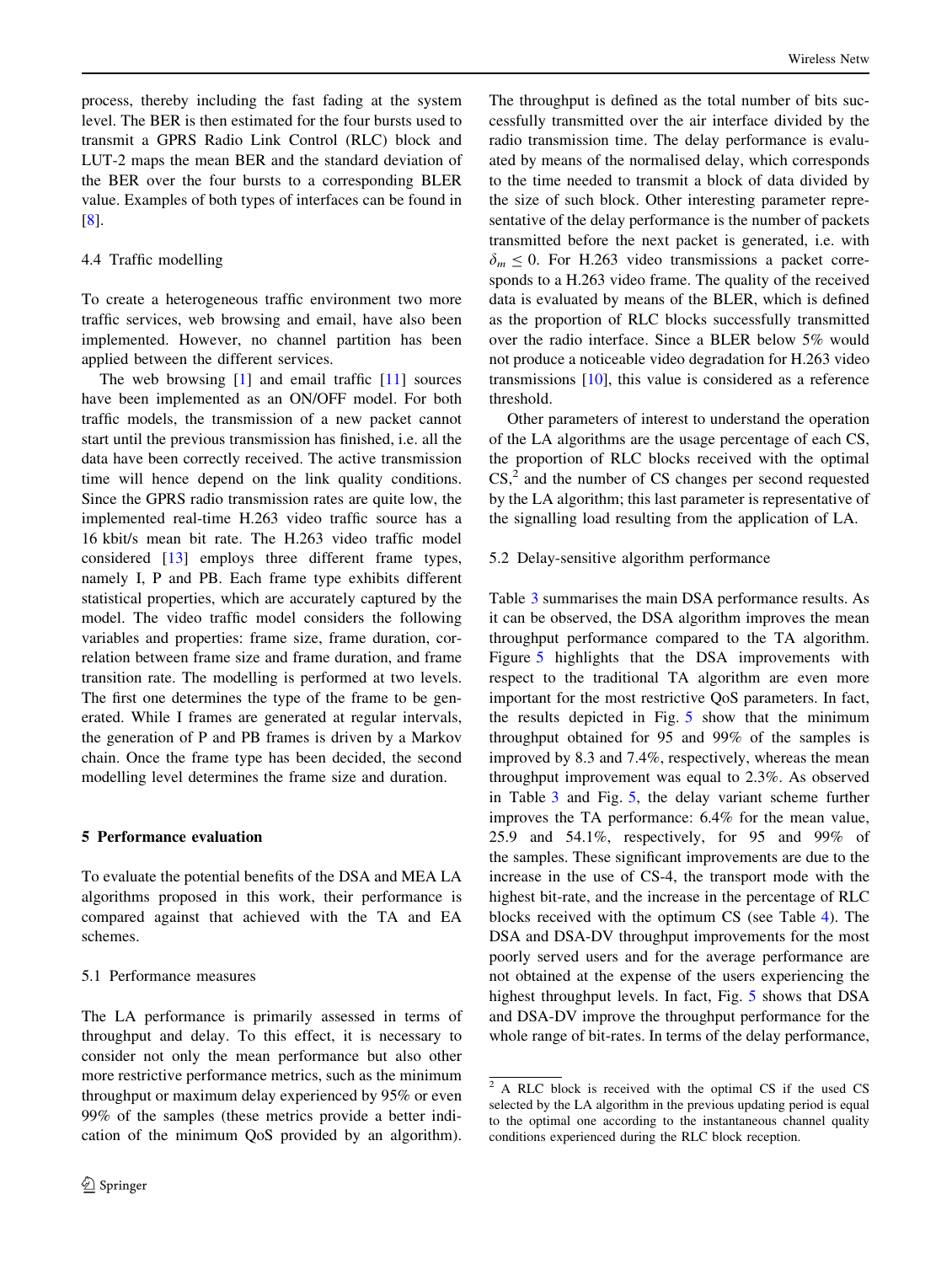process, thereby including the fast fading at the system level. The BER is then estimated for the four bursts used to transmit a GPRS Radio Link Control (RLC) block and LUT-2 maps the mean BER and the standard deviation of the BER over the four bursts to a corresponding BLER value. Examples of both types of interfaces can be found in [8].

### 4.4 Traffic modelling

To create a heterogeneous traffic environment two more traffic services, web browsing and email, have also been implemented. However, no channel partition has been applied between the different services.

The web browsing [1] and email traffic [11] sources have been implemented as an ON/OFF model. For both traffic models, the transmission of a new packet cannot start until the previous transmission has finished, i.e. all the data have been correctly received. The active transmission time will hence depend on the link quality conditions. Since the GPRS radio transmission rates are quite low, the implemented real-time H.263 video traffic source has a 16 kbit/s mean bit rate. The H.263 video traffic model considered [13] employs three different frame types, namely I, P and PB. Each frame type exhibits different statistical properties, which are accurately captured by the model. The video traffic model considers the following variables and properties: frame size, frame duration, correlation between frame size and frame duration, and frame transition rate. The modelling is performed at two levels. The first one determines the type of the frame to be generated. While I frames are generated at regular intervals, the generation of P and PB frames is driven by a Markov chain. Once the frame type has been decided, the second modelling level determines the frame size and duration.

## 5 Performance evaluation

To evaluate the potential benefits of the DSA and MEA LA algorithms proposed in this work, their performance is compared against that achieved with the TA and EA schemes.

### 5.1 Performance measures

The LA performance is primarily assessed in terms of throughput and delay. To this effect, it is necessary to consider not only the mean performance but also other more restrictive performance metrics, such as the minimum throughput or maximum delay experienced by 95% or even 99% of the samples (these metrics provide a better indication of the minimum QoS provided by an algorithm). The throughput is defined as the total number of bits successfully transmitted over the air interface divided by the radio transmission time. The delay performance is evaluated by means of the normalised delay, which corresponds to the time needed to transmit a block of data divided by the size of such block. Other interesting parameter representative of the delay performance is the number of packets transmitted before the next packet is generated, i.e. with $\delta_m \leq 0$. For H.263 video transmissions a packet corresponds to a H.263 video frame. The quality of the received data is evaluated by means of the BLER, which is defined as the proportion of RLC blocks successfully transmitted over the radio interface. Since a BLER below 5% would not produce a noticeable video degradation for H.263 video transmissions [10], this value is considered as a reference threshold.

Other parameters of interest to understand the operation of the LA algorithms are the usage percentage of each CS, the proportion of RLC blocks received with the optimal CS,[2] and the number of CS changes per second requested by the LA algorithm; this last parameter is representative of the signalling load resulting from the application of LA.

### 5.2 Delay-sensitive algorithm performance

Table 3 summarises the main DSA performance results. As it can be observed, the DSA algorithm improves the mean throughput performance compared to the TA algorithm. Figure 5 highlights that the DSA improvements with respect to the traditional TA algorithm are even more important for the most restrictive QoS parameters. In fact, the results depicted in Fig. 5 show that the minimum throughput obtained for 95 and 99% of the samples is improved by 8.3 and 7.4%, respectively, whereas the mean throughput improvement was equal to 2.3%. As observed in Table 3 and Fig. 5, the delay variant scheme further improves the TA performance: 6.4% for the mean value, 25.9 and 54.1%, respectively, for 95 and 99% of the samples. These significant improvements are due to the increase in the use of CS-4, the transport mode with the highest bit-rate, and the increase in the percentage of RLC blocks received with the optimum CS (see Table 4). The DSA and DSA-DV throughput improvements for the most poorly served users and for the average performance are not obtained at the expense of the users experiencing the highest throughput levels. In fact, Fig. 5 shows that DSA and DSA-DV improve the throughput performance for the whole range of bit-rates. In terms of the delay performance,

[2] A RLC block is received with the optimal CS if the used CS selected by the LA algorithm in the previous updating period is equal to the optimal one according to the instantaneous channel quality conditions experienced during the RLC block reception.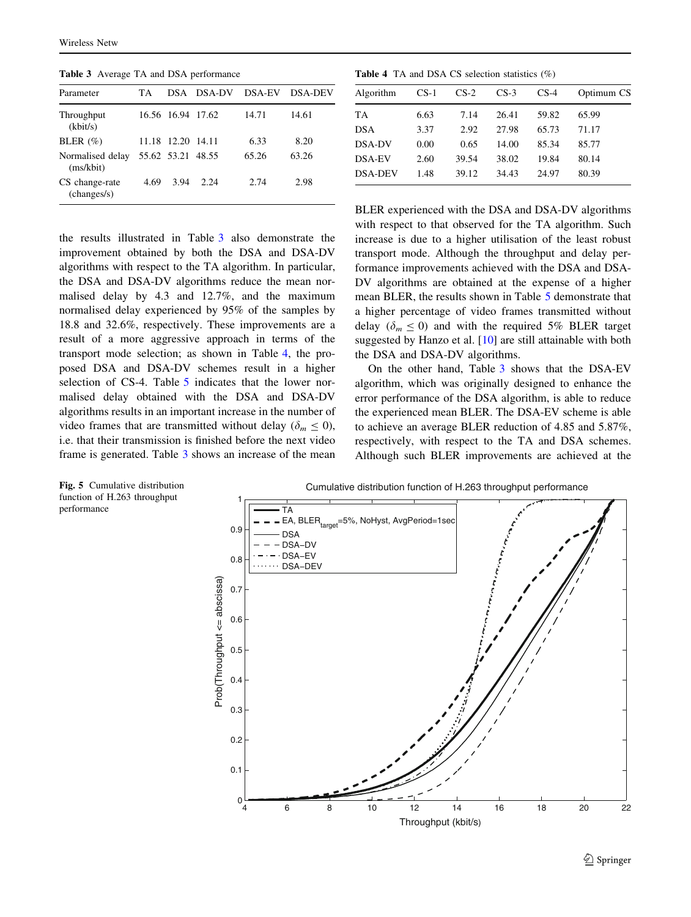**Table 3** Average TA and DSA performance

| Parameter | TA | DSA | DSA-DV | DSA-EV | DSA-DEV |
|---|---|---|---|---|---|
| Throughput (kbit/s) | 16.56 | 16.94 | 17.62 | 14.71 | 14.61 |
| BLER (%) | 11.18 | 12.20 | 14.11 | 6.33 | 8.20 |
| Normalised delay (ms/kbit) | 55.62 | 53.21 | 48.55 | 65.26 | 63.26 |
| CS change-rate (changes/s) | 4.69 | 3.94 | 2.24 | 2.74 | 2.98 |

**Table 4** TA and DSA CS selection statistics (%)

| Algorithm | CS-1 | CS-2 | CS-3 | CS-4 | Optimum CS |
|---|---|---|---|---|---|
| TA | 6.63 | 7.14 | 26.41 | 59.82 | 65.99 |
| DSA | 3.37 | 2.92 | 27.98 | 65.73 | 71.17 |
| DSA-DV | 0.00 | 0.65 | 14.00 | 85.34 | 85.77 |
| DSA-EV | 2.60 | 39.54 | 38.02 | 19.84 | 80.14 |
| DSA-DEV | 1.48 | 39.12 | 34.43 | 24.97 | 80.39 |

the results illustrated in Table 3 also demonstrate the improvement obtained by both the DSA and DSA-DV algorithms with respect to the TA algorithm. In particular, the DSA and DSA-DV algorithms reduce the mean normalised delay by 4.3 and 12.7%, and the maximum normalised delay experienced by 95% of the samples by 18.8 and 32.6%, respectively. These improvements are a result of a more aggressive approach in terms of the transport mode selection; as shown in Table 4, the proposed DSA and DSA-DV schemes result in a higher selection of CS-4. Table 5 indicates that the lower normalised delay obtained with the DSA and DSA-DV algorithms results in an important increase in the number of video frames that are transmitted without delay ($\delta_m \leq 0$), i.e. that their transmission is finished before the next video frame is generated. Table 3 shows an increase of the mean BLER experienced with the DSA and DSA-DV algorithms with respect to that observed for the TA algorithm. Such increase is due to a higher utilisation of the least robust transport mode. Although the throughput and delay performance improvements achieved with the DSA and DSA-DV algorithms are obtained at the expense of a higher mean BLER, the results shown in Table 5 demonstrate that a higher percentage of video frames transmitted without delay ($\delta_m \leq 0$) and with the required 5% BLER target suggested by Hanzo et al. [10] are still attainable with both the DSA and DSA-DV algorithms.

On the other hand, Table 3 shows that the DSA-EV algorithm, which was originally designed to enhance the error performance of the DSA algorithm, is able to reduce the experienced mean BLER. The DSA-EV scheme is able to achieve an average BLER reduction of 4.85 and 5.87%, respectively, with respect to the TA and DSA schemes. Although such BLER improvements are achieved at the

**Fig. 5** Cumulative distribution function of H.263 throughput performance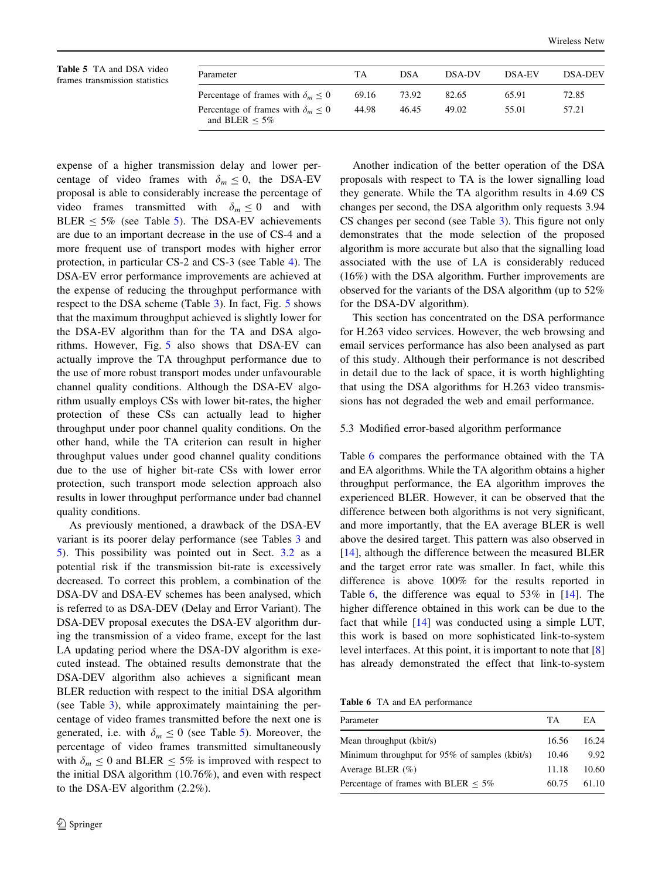Table 5 TA and DSA video frames transmission statistics

| Parameter | TA | DSA | DSA-DV | DSA-EV | DSA-DEV |
|---|---|---|---|---|---|
| Percentage of frames with $\delta_m \leq 0$ | 69.16 | 73.92 | 82.65 | 65.91 | 72.85 |
| Percentage of frames with $\delta_m \leq 0$ and BLER $\leq 5\%$ | 44.98 | 46.45 | 49.02 | 55.01 | 57.21 |

expense of a higher transmission delay and lower percentage of video frames with $\delta_m \leq 0$, the DSA-EV proposal is able to considerably increase the percentage of video frames transmitted with $\delta_m \leq 0$ and with BLER $\leq 5\%$ (see Table 5). The DSA-EV achievements are due to an important decrease in the use of CS-4 and a more frequent use of transport modes with higher error protection, in particular CS-2 and CS-3 (see Table 4). The DSA-EV error performance improvements are achieved at the expense of reducing the throughput performance with respect to the DSA scheme (Table 3). In fact, Fig. 5 shows that the maximum throughput achieved is slightly lower for the DSA-EV algorithm than for the TA and DSA algorithms. However, Fig. 5 also shows that DSA-EV can actually improve the TA throughput performance due to the use of more robust transport modes under unfavourable channel quality conditions. Although the DSA-EV algorithm usually employs CSs with lower bit-rates, the higher protection of these CSs can actually lead to higher throughput under poor channel quality conditions. On the other hand, while the TA criterion can result in higher throughput values under good channel quality conditions due to the use of higher bit-rate CSs with lower error protection, such transport mode selection approach also results in lower throughput performance under bad channel quality conditions.

As previously mentioned, a drawback of the DSA-EV variant is its poorer delay performance (see Tables 3 and 5). This possibility was pointed out in Sect. 3.2 as a potential risk if the transmission bit-rate is excessively decreased. To correct this problem, a combination of the DSA-DV and DSA-EV schemes has been analysed, which is referred to as DSA-DEV (Delay and Error Variant). The DSA-DEV proposal executes the DSA-EV algorithm during the transmission of a video frame, except for the last LA updating period where the DSA-DV algorithm is executed instead. The obtained results demonstrate that the DSA-DEV algorithm also achieves a significant mean BLER reduction with respect to the initial DSA algorithm (see Table 3), while approximately maintaining the percentage of video frames transmitted before the next one is generated, i.e. with $\delta_m \leq 0$ (see Table 5). Moreover, the percentage of video frames transmitted simultaneously with $\delta_m \leq 0$ and BLER $\leq 5\%$ is improved with respect to the initial DSA algorithm (10.76%), and even with respect to the DSA-EV algorithm (2.2%).

Another indication of the better operation of the DSA proposals with respect to TA is the lower signalling load they generate. While the TA algorithm results in 4.69 CS changes per second, the DSA algorithm only requests 3.94 CS changes per second (see Table 3). This figure not only demonstrates that the mode selection of the proposed algorithm is more accurate but also that the signalling load associated with the use of LA is considerably reduced (16%) with the DSA algorithm. Further improvements are observed for the variants of the DSA algorithm (up to 52% for the DSA-DV algorithm).

This section has concentrated on the DSA performance for H.263 video services. However, the web browsing and email services performance has also been analysed as part of this study. Although their performance is not described in detail due to the lack of space, it is worth highlighting that using the DSA algorithms for H.263 video transmissions has not degraded the web and email performance.

### 5.3 Modified error-based algorithm performance

Table 6 compares the performance obtained with the TA and EA algorithms. While the TA algorithm obtains a higher throughput performance, the EA algorithm improves the experienced BLER. However, it can be observed that the difference between both algorithms is not very significant, and more importantly, that the EA average BLER is well above the desired target. This pattern was also observed in [14], although the difference between the measured BLER and the target error rate was smaller. In fact, while this difference is above 100% for the results reported in Table 6, the difference was equal to 53% in [14]. The higher difference obtained in this work can be due to the fact that while [14] was conducted using a simple LUT, this work is based on more sophisticated link-to-system level interfaces. At this point, it is important to note that [8] has already demonstrated the effect that link-to-system

Table 6 TA and EA performance

| Parameter | TA | EA |
|---|---|---|
| Mean throughput (kbit/s) | 16.56 | 16.24 |
| Minimum throughput for 95% of samples (kbit/s) | 10.46 | 9.92 |
| Average BLER (%) | 11.18 | 10.60 |
| Percentage of frames with BLER $\leq 5\%$ | 60.75 | 61.10 |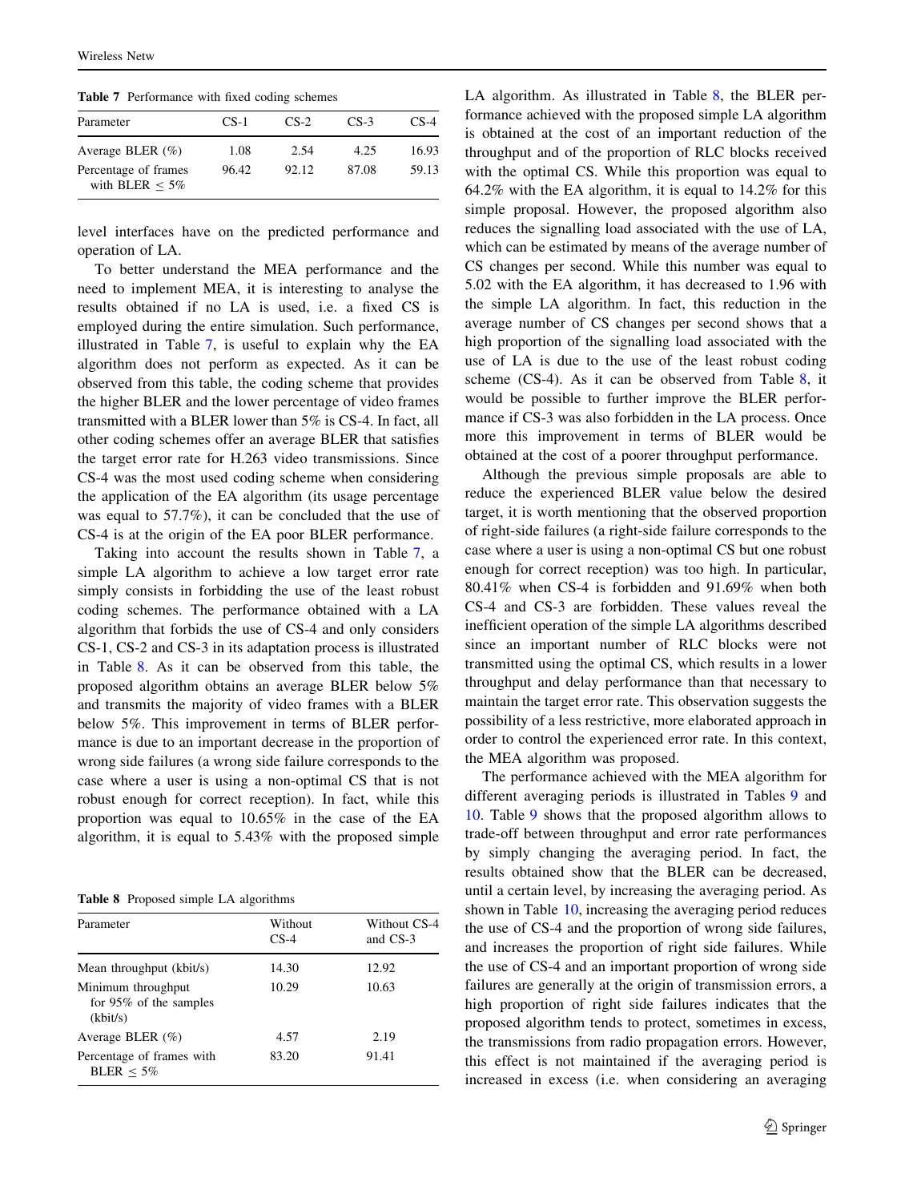**Table 7** Performance with fixed coding schemes

| Parameter | CS-1 | CS-2 | CS-3 | CS-4 |
|---|---|---|---|---|
| Average BLER (%) | 1.08 | 2.54 | 4.25 | 16.93 |
| Percentage of frames with BLER ≤ 5% | 96.42 | 92.12 | 87.08 | 59.13 |

level interfaces have on the predicted performance and operation of LA.

To better understand the MEA performance and the need to implement MEA, it is interesting to analyse the results obtained if no LA is used, i.e. a fixed CS is employed during the entire simulation. Such performance, illustrated in Table 7, is useful to explain why the EA algorithm does not perform as expected. As it can be observed from this table, the coding scheme that provides the higher BLER and the lower percentage of video frames transmitted with a BLER lower than 5% is CS-4. In fact, all other coding schemes offer an average BLER that satisfies the target error rate for H.263 video transmissions. Since CS-4 was the most used coding scheme when considering the application of the EA algorithm (its usage percentage was equal to 57.7%), it can be concluded that the use of CS-4 is at the origin of the EA poor BLER performance.

Taking into account the results shown in Table 7, a simple LA algorithm to achieve a low target error rate simply consists in forbidding the use of the least robust coding schemes. The performance obtained with a LA algorithm that forbids the use of CS-4 and only considers CS-1, CS-2 and CS-3 in its adaptation process is illustrated in Table 8. As it can be observed from this table, the proposed algorithm obtains an average BLER below 5% and transmits the majority of video frames with a BLER below 5%. This improvement in terms of BLER performance is due to an important decrease in the proportion of wrong side failures (a wrong side failure corresponds to the case where a user is using a non-optimal CS that is not robust enough for correct reception). In fact, while this proportion was equal to 10.65% in the case of the EA algorithm, it is equal to 5.43% with the proposed simple LA algorithm. As illustrated in Table 8, the BLER performance achieved with the proposed simple LA algorithm is obtained at the cost of an important reduction of the throughput and of the proportion of RLC blocks received with the optimal CS. While this proportion was equal to 64.2% with the EA algorithm, it is equal to 14.2% for this simple proposal. However, the proposed algorithm also reduces the signalling load associated with the use of LA, which can be estimated by means of the average number of CS changes per second. While this number was equal to 5.02 with the EA algorithm, it has decreased to 1.96 with the simple LA algorithm. In fact, this reduction in the average number of CS changes per second shows that a high proportion of the signalling load associated with the use of LA is due to the use of the least robust coding scheme (CS-4). As it can be observed from Table 8, it would be possible to further improve the BLER performance if CS-3 was also forbidden in the LA process. Once more this improvement in terms of BLER would be obtained at the cost of a poorer throughput performance.

**Table 8** Proposed simple LA algorithms

| Parameter | Without CS-4 | Without CS-4 and CS-3 |
|---|---|---|
| Mean throughput (kbit/s) | 14.30 | 12.92 |
| Minimum throughput for 95% of the samples (kbit/s) | 10.29 | 10.63 |
| Average BLER (%) | 4.57 | 2.19 |
| Percentage of frames with BLER ≤ 5% | 83.20 | 91.41 |

Although the previous simple proposals are able to reduce the experienced BLER value below the desired target, it is worth mentioning that the observed proportion of right-side failures (a right-side failure corresponds to the case where a user is using a non-optimal CS but one robust enough for correct reception) was too high. In particular, 80.41% when CS-4 is forbidden and 91.69% when both CS-4 and CS-3 are forbidden. These values reveal the inefficient operation of the simple LA algorithms described since an important number of RLC blocks were not transmitted using the optimal CS, which results in a lower throughput and delay performance than that necessary to maintain the target error rate. This observation suggests the possibility of a less restrictive, more elaborated approach in order to control the experienced error rate. In this context, the MEA algorithm was proposed.

The performance achieved with the MEA algorithm for different averaging periods is illustrated in Tables 9 and 10. Table 9 shows that the proposed algorithm allows to trade-off between throughput and error rate performances by simply changing the averaging period. In fact, the results obtained show that the BLER can be decreased, until a certain level, by increasing the averaging period. As shown in Table 10, increasing the averaging period reduces the use of CS-4 and the proportion of wrong side failures, and increases the proportion of right side failures. While the use of CS-4 and an important proportion of wrong side failures are generally at the origin of transmission errors, a high proportion of right side failures indicates that the proposed algorithm tends to protect, sometimes in excess, the transmissions from radio propagation errors. However, this effect is not maintained if the averaging period is increased in excess (i.e. when considering an averaging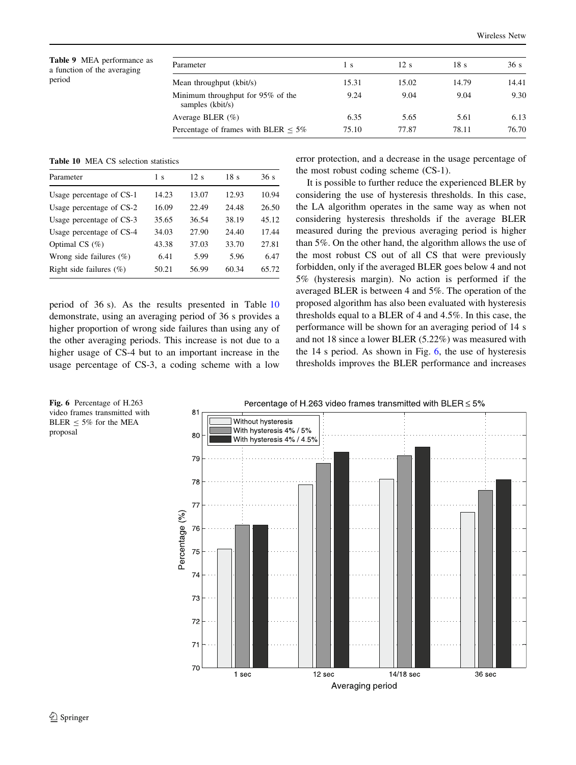**Table 9** MEA performance as a function of the averaging period

| Parameter | 1 s | 12 s | 18 s | 36 s |
|---|---|---|---|---|
| Mean throughput (kbit/s) | 15.31 | 15.02 | 14.79 | 14.41 |
| Minimum throughput for 95% of the samples (kbit/s) | 9.24 | 9.04 | 9.04 | 9.30 |
| Average BLER (%) | 6.35 | 5.65 | 5.61 | 6.13 |
| Percentage of frames with BLER $\leq$ 5% | 75.10 | 77.87 | 78.11 | 76.70 |

**Table 10** MEA CS selection statistics

| Parameter | 1 s | 12 s | 18 s | 36 s |
|---|---|---|---|---|
| Usage percentage of CS-1 | 14.23 | 13.07 | 12.93 | 10.94 |
| Usage percentage of CS-2 | 16.09 | 22.49 | 24.48 | 26.50 |
| Usage percentage of CS-3 | 35.65 | 36.54 | 38.19 | 45.12 |
| Usage percentage of CS-4 | 34.03 | 27.90 | 24.40 | 17.44 |
| Optimal CS (%) | 43.38 | 37.03 | 33.70 | 27.81 |
| Wrong side failures (%) | 6.41 | 5.99 | 5.96 | 6.47 |
| Right side failures (%) | 50.21 | 56.99 | 60.34 | 65.72 |

period of 36 s). As the results presented in Table 10 demonstrate, using an averaging period of 36 s provides a higher proportion of wrong side failures than using any of the other averaging periods. This increase is not due to a higher usage of CS-4 but to an important increase in the usage percentage of CS-3, a coding scheme with a low error protection, and a decrease in the usage percentage of the most robust coding scheme (CS-1).

It is possible to further reduce the experienced BLER by considering the use of hysteresis thresholds. In this case, the LA algorithm operates in the same way as when not considering hysteresis thresholds if the average BLER measured during the previous averaging period is higher than 5%. On the other hand, the algorithm allows the use of the most robust CS out of all CS that were previously forbidden, only if the averaged BLER goes below 4 and not 5% (hysteresis margin). No action is performed if the averaged BLER is between 4 and 5%. The operation of the proposed algorithm has also been evaluated with hysteresis thresholds equal to a BLER of 4 and 4.5%. In this case, the performance will be shown for an averaging period of 14 s and not 18 since a lower BLER (5.22%) was measured with the 14 s period. As shown in Fig. 6, the use of hysteresis thresholds improves the BLER performance and increases

**Fig. 6** Percentage of H.263 video frames transmitted with BLER $\leq$ 5% for the MEA proposal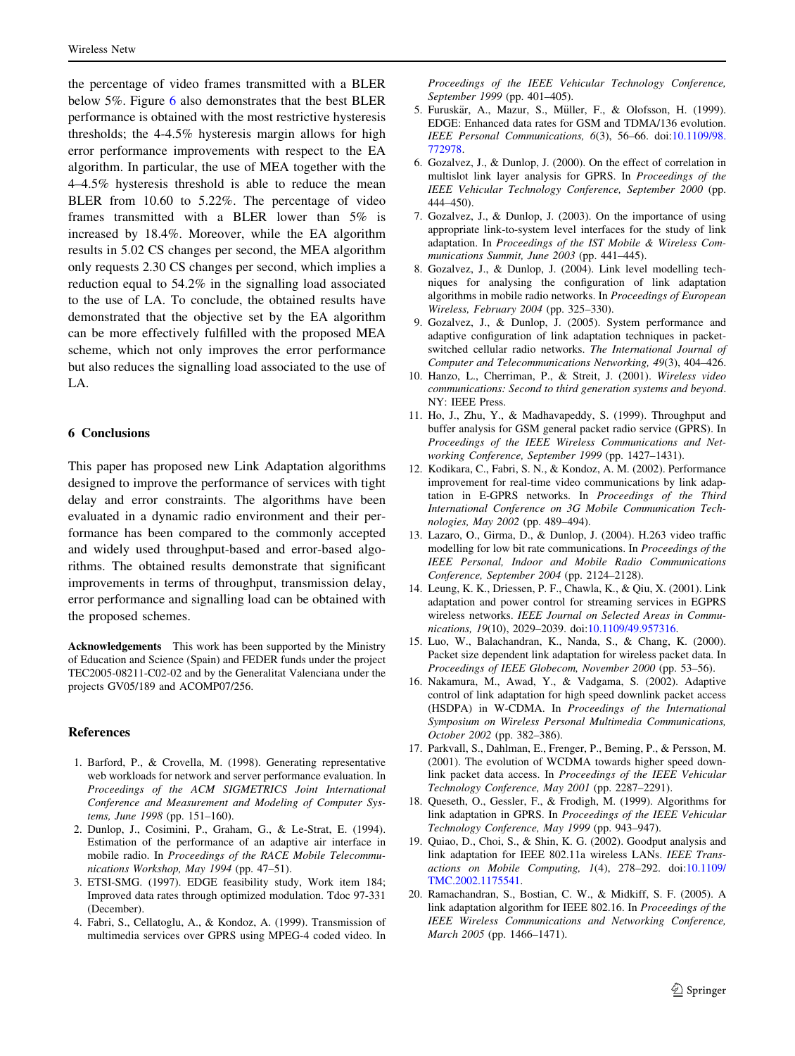the percentage of video frames transmitted with a BLER below 5%. Figure 6 also demonstrates that the best BLER performance is obtained with the most restrictive hysteresis thresholds; the 4-4.5% hysteresis margin allows for high error performance improvements with respect to the EA algorithm. In particular, the use of MEA together with the 4–4.5% hysteresis threshold is able to reduce the mean BLER from 10.60 to 5.22%. The percentage of video frames transmitted with a BLER lower than 5% is increased by 18.4%. Moreover, while the EA algorithm results in 5.02 CS changes per second, the MEA algorithm only requests 2.30 CS changes per second, which implies a reduction equal to 54.2% in the signalling load associated to the use of LA. To conclude, the obtained results have demonstrated that the objective set by the EA algorithm can be more effectively fulfilled with the proposed MEA scheme, which not only improves the error performance but also reduces the signalling load associated to the use of LA.

## 6 Conclusions

This paper has proposed new Link Adaptation algorithms designed to improve the performance of services with tight delay and error constraints. The algorithms have been evaluated in a dynamic radio environment and their performance has been compared to the commonly accepted and widely used throughput-based and error-based algorithms. The obtained results demonstrate that significant improvements in terms of throughput, transmission delay, error performance and signalling load can be obtained with the proposed schemes.

**Acknowledgements** This work has been supported by the Ministry of Education and Science (Spain) and FEDER funds under the project TEC2005-08211-C02-02 and by the Generalitat Valenciana under the projects GV05/189 and ACOMP07/256.

## References

1. Barford, P., & Crovella, M. (1998). Generating representative web workloads for network and server performance evaluation. In *Proceedings of the ACM SIGMETRICS Joint International Conference and Measurement and Modeling of Computer Systems, June 1998* (pp. 151–160).
2. Dunlop, J., Cosimini, P., Graham, G., & Le-Strat, E. (1994). Estimation of the performance of an adaptive air interface in mobile radio. In *Proceedings of the RACE Mobile Telecommunications Workshop, May 1994* (pp. 47–51).
3. ETSI-SMG. (1997). EDGE feasibility study, Work item 184; Improved data rates through optimized modulation. Tdoc 97-331 (December).
4. Fabri, S., Cellatoglu, A., & Kondoz, A. (1999). Transmission of multimedia services over GPRS using MPEG-4 coded video. In *Proceedings of the IEEE Vehicular Technology Conference, September 1999* (pp. 401–405).
5. Furuskär, A., Mazur, S., Müller, F., & Olofsson, H. (1999). EDGE: Enhanced data rates for GSM and TDMA/136 evolution. *IEEE Personal Communications, 6*(3), 56–66. doi:10.1109/98.772978.
6. Gozalvez, J., & Dunlop, J. (2000). On the effect of correlation in multislot link layer analysis for GPRS. In *Proceedings of the IEEE Vehicular Technology Conference, September 2000* (pp. 444–450).
7. Gozalvez, J., & Dunlop, J. (2003). On the importance of using appropriate link-to-system level interfaces for the study of link adaptation. In *Proceedings of the IST Mobile & Wireless Communications Summit, June 2003* (pp. 441–445).
8. Gozalvez, J., & Dunlop, J. (2004). Link level modelling techniques for analysing the configuration of link adaptation algorithms in mobile radio networks. In *Proceedings of European Wireless, February 2004* (pp. 325–330).
9. Gozalvez, J., & Dunlop, J. (2005). System performance and adaptive configuration of link adaptation techniques in packet-switched cellular radio networks. *The International Journal of Computer and Telecommunications Networking, 49*(3), 404–426.
10. Hanzo, L., Cherriman, P., & Streit, J. (2001). *Wireless video communications: Second to third generation systems and beyond*. NY: IEEE Press.
11. Ho, J., Zhu, Y., & Madhavapeddy, S. (1999). Throughput and buffer analysis for GSM general packet radio service (GPRS). In *Proceedings of the IEEE Wireless Communications and Networking Conference, September 1999* (pp. 1427–1431).
12. Kodikara, C., Fabri, S. N., & Kondoz, A. M. (2002). Performance improvement for real-time video communications by link adaptation in E-GPRS networks. In *Proceedings of the Third International Conference on 3G Mobile Communication Technologies, May 2002* (pp. 489–494).
13. Lazaro, O., Girma, D., & Dunlop, J. (2004). H.263 video traffic modelling for low bit rate communications. In *Proceedings of the IEEE Personal, Indoor and Mobile Radio Communications Conference, September 2004* (pp. 2124–2128).
14. Leung, K. K., Driessen, P. F., Chawla, K., & Qiu, X. (2001). Link adaptation and power control for streaming services in EGPRS wireless networks. *IEEE Journal on Selected Areas in Communications, 19*(10), 2029–2039. doi:10.1109/49.957316.
15. Luo, W., Balachandran, K., Nanda, S., & Chang, K. (2000). Packet size dependent link adaptation for wireless packet data. In *Proceedings of IEEE Globecom, November 2000* (pp. 53–56).
16. Nakamura, M., Awad, Y., & Vadgama, S. (2002). Adaptive control of link adaptation for high speed downlink packet access (HSDPA) in W-CDMA. In *Proceedings of the International Symposium on Wireless Personal Multimedia Communications, October 2002* (pp. 382–386).
17. Parkvall, S., Dahlman, E., Frenger, P., Beming, P., & Persson, M. (2001). The evolution of WCDMA towards higher speed downlink packet data access. In *Proceedings of the IEEE Vehicular Technology Conference, May 2001* (pp. 2287–2291).
18. Queseth, O., Gessler, F., & Frodigh, M. (1999). Algorithms for link adaptation in GPRS. In *Proceedings of the IEEE Vehicular Technology Conference, May 1999* (pp. 943–947).
19. Quiao, D., Choi, S., & Shin, K. G. (2002). Goodput analysis and link adaptation for IEEE 802.11a wireless LANs. *IEEE Transactions on Mobile Computing, 1*(4), 278–292. doi:10.1109/TMC.2002.1175541.
20. Ramachandran, S., Bostian, C. W., & Midkiff, S. F. (2005). A link adaptation algorithm for IEEE 802.16. In *Proceedings of the IEEE Wireless Communications and Networking Conference, March 2005* (pp. 1466–1471).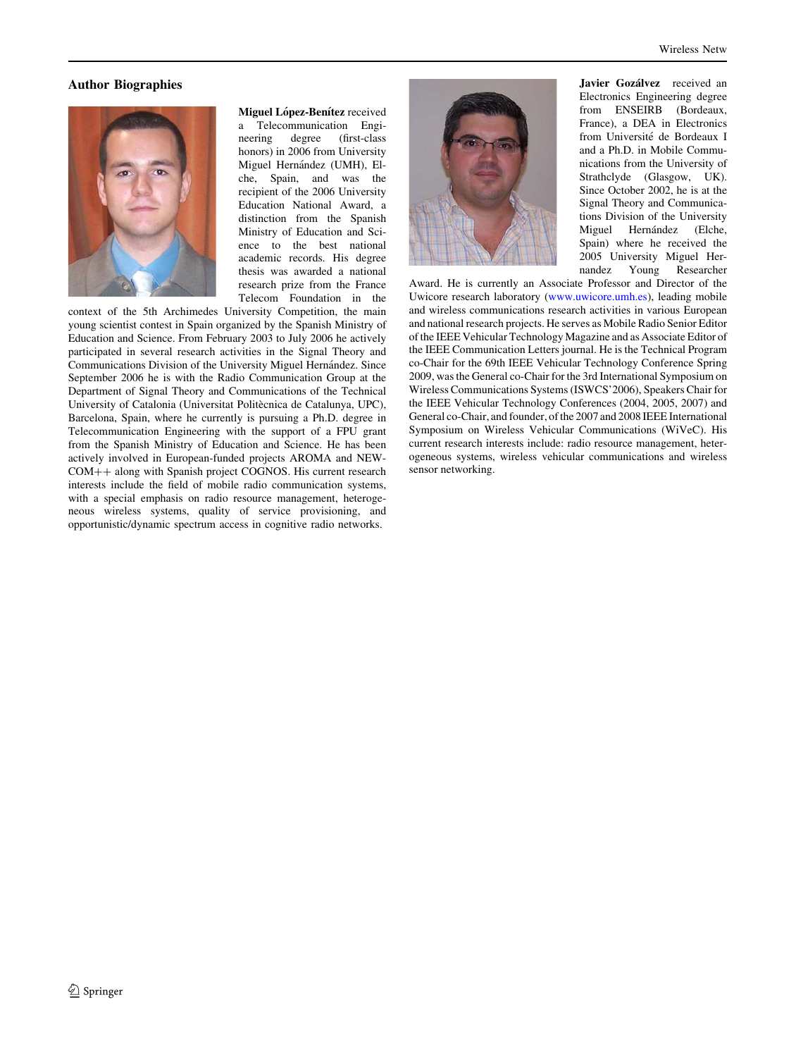## Author Biographies

**Miguel López-Benítez** received a Telecommunication Engineering degree (first-class honors) in 2006 from University Miguel Hernández (UMH), Elche, Spain, and was the recipient of the 2006 University Education National Award, a distinction from the Spanish Ministry of Education and Science to the best national academic records. His degree thesis was awarded a national research prize from the France Telecom Foundation in the context of the 5th Archimedes University Competition, the main young scientist contest in Spain organized by the Spanish Ministry of Education and Science. From February 2003 to July 2006 he actively participated in several research activities in the Signal Theory and Communications Division of the University Miguel Hernández. Since September 2006 he is with the Radio Communication Group at the Department of Signal Theory and Communications of the Technical University of Catalonia (Universitat Politècnica de Catalunya, UPC), Barcelona, Spain, where he currently is pursuing a Ph.D. degree in Telecommunication Engineering with the support of a FPU grant from the Spanish Ministry of Education and Science. He has been actively involved in European-funded projects AROMA and NEWCOM++ along with Spanish project COGNOS. His current research interests include the field of mobile radio communication systems, with a special emphasis on radio resource management, heterogeneous wireless systems, quality of service provisioning, and opportunistic/dynamic spectrum access in cognitive radio networks.

**Javier Gozálvez** received an Electronics Engineering degree from ENSEIRB (Bordeaux, France), a DEA in Electronics from Université de Bordeaux I and a Ph.D. in Mobile Communications from the University of Strathclyde (Glasgow, UK). Since October 2002, he is at the Signal Theory and Communications Division of the University Miguel Hernández (Elche, Spain) where he received the 2005 University Miguel Hernandez Young Researcher Award. He is currently an Associate Professor and Director of the Uwicore research laboratory (www.uwicore.umh.es), leading mobile and wireless communications research activities in various European and national research projects. He serves as Mobile Radio Senior Editor of the IEEE Vehicular Technology Magazine and as Associate Editor of the IEEE Communication Letters journal. He is the Technical Program co-Chair for the 69th IEEE Vehicular Technology Conference Spring 2009, was the General co-Chair for the 3rd International Symposium on Wireless Communications Systems (ISWCS'2006), Speakers Chair for the IEEE Vehicular Technology Conferences (2004, 2005, 2007) and General co-Chair, and founder, of the 2007 and 2008 IEEE International Symposium on Wireless Vehicular Communications (WiVeC). His current research interests include: radio resource management, heterogeneous systems, wireless vehicular communications and wireless sensor networking.